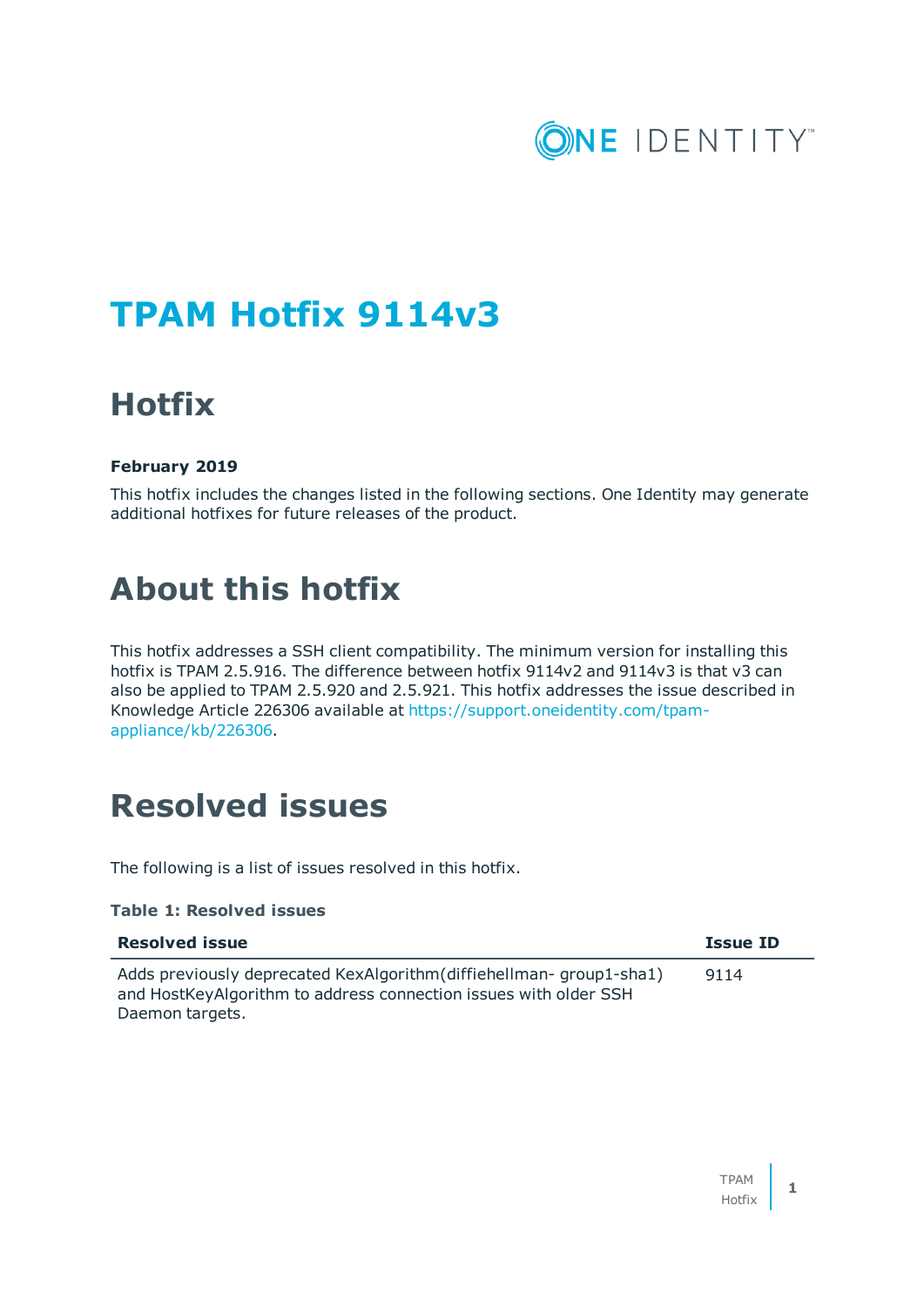# TPAM Hotfix 9114v3

## Hotfix

**February 2019**

This hotfix includes the changes listed in the following sections. One Identity may generate additional hotfixes for future releases of the product.

## About this hotfix

This hotfix addresses a SSH client compatibility. The minimum version for installing this hotfix is TPAM 2.5.916. The difference between hotfix 9114v2 and 9114v3 is that v3 can also be applied to TPAM 2.5.920 and 2.5.921. This hotfix addresses the issue described in Knowledge Article 226306 available at https://support.oneidentity.com/tpam-appliance/kb/226306.

## Resolved issues

The following is a list of issues resolved in this hotfix.

**Table 1: Resolved issues**

| Resolved issue | Issue ID |
| --- | --- |
| Adds previously deprecated KexAlgorithm(diffiehellman- group1-sha1) and HostKeyAlgorithm to address connection issues with older SSH Daemon targets. | 9114 |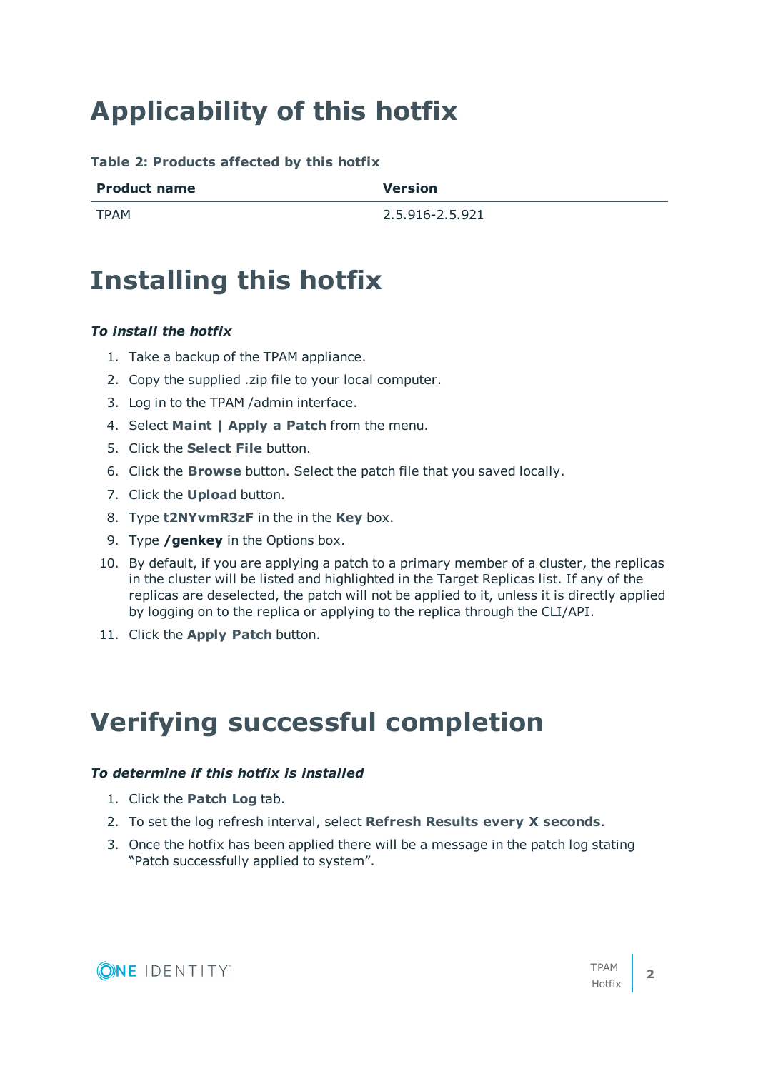# Applicability of this hotfix

**Table 2: Products affected by this hotfix**

| Product name | Version |
| --- | --- |
| TPAM | 2.5.916-2.5.921 |

# Installing this hotfix

***To install the hotfix***

1. Take a backup of the TPAM appliance.
2. Copy the supplied .zip file to your local computer.
3. Log in to the TPAM /admin interface.
4. Select **Maint | Apply a Patch** from the menu.
5. Click the **Select File** button.
6. Click the **Browse** button. Select the patch file that you saved locally.
7. Click the **Upload** button.
8. Type **t2NYvmR3zF** in the in the **Key** box.
9. Type **/genkey** in the Options box.
10. By default, if you are applying a patch to a primary member of a cluster, the replicas in the cluster will be listed and highlighted in the Target Replicas list. If any of the replicas are deselected, the patch will not be applied to it, unless it is directly applied by logging on to the replica or applying to the replica through the CLI/API.
11. Click the **Apply Patch** button.

# Verifying successful completion

***To determine if this hotfix is installed***

1. Click the **Patch Log** tab.
2. To set the log refresh interval, select **Refresh Results every X seconds**.
3. Once the hotfix has been applied there will be a message in the patch log stating "Patch successfully applied to system".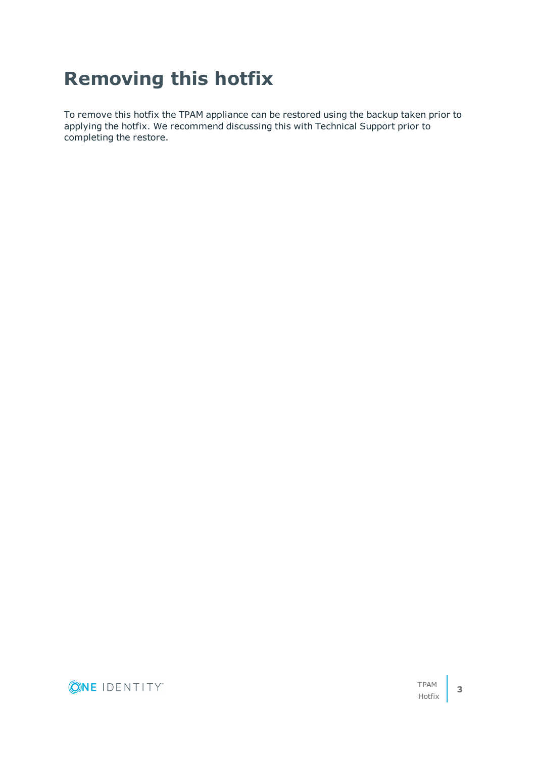# Removing this hotfix

To remove this hotfix the TPAM appliance can be restored using the backup taken prior to applying the hotfix. We recommend discussing this with Technical Support prior to completing the restore.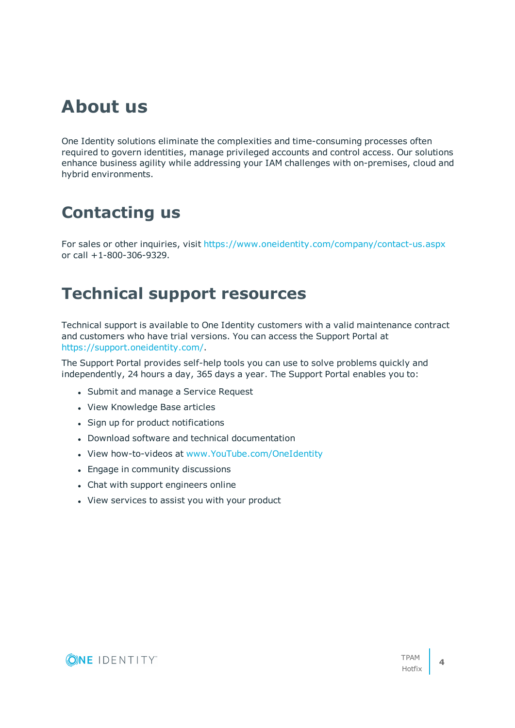# About us

One Identity solutions eliminate the complexities and time-consuming processes often required to govern identities, manage privileged accounts and control access. Our solutions enhance business agility while addressing your IAM challenges with on-premises, cloud and hybrid environments.

# Contacting us

For sales or other inquiries, visit https://www.oneidentity.com/company/contact-us.aspx or call +1-800-306-9329.

# Technical support resources

Technical support is available to One Identity customers with a valid maintenance contract and customers who have trial versions. You can access the Support Portal at https://support.oneidentity.com/.

The Support Portal provides self-help tools you can use to solve problems quickly and independently, 24 hours a day, 365 days a year. The Support Portal enables you to:

- Submit and manage a Service Request
- View Knowledge Base articles
- Sign up for product notifications
- Download software and technical documentation
- View how-to-videos at www.YouTube.com/OneIdentity
- Engage in community discussions
- Chat with support engineers online
- View services to assist you with your product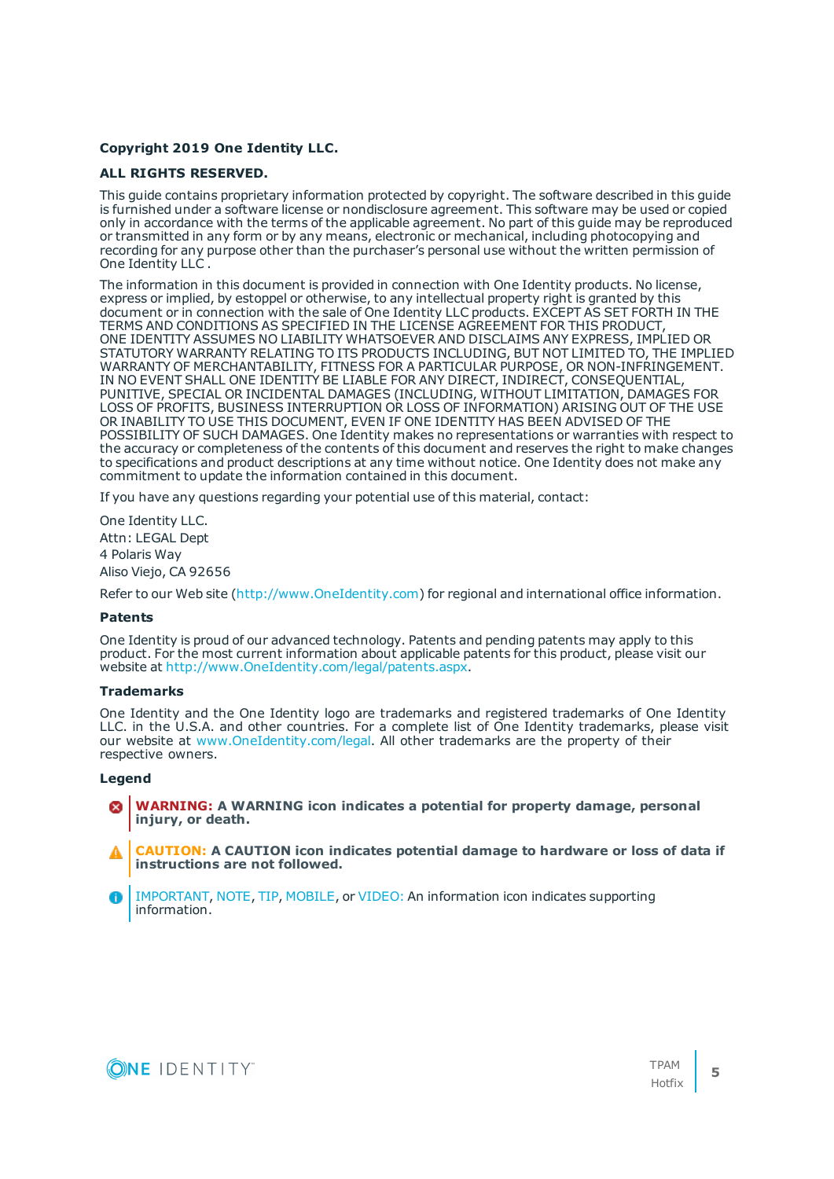**Copyright 2019 One Identity LLC.**

**ALL RIGHTS RESERVED.**

This guide contains proprietary information protected by copyright. The software described in this guide is furnished under a software license or nondisclosure agreement. This software may be used or copied only in accordance with the terms of the applicable agreement. No part of this guide may be reproduced or transmitted in any form or by any means, electronic or mechanical, including photocopying and recording for any purpose other than the purchaser's personal use without the written permission of One Identity LLC .

The information in this document is provided in connection with One Identity products. No license, express or implied, by estoppel or otherwise, to any intellectual property right is granted by this document or in connection with the sale of One Identity LLC products. EXCEPT AS SET FORTH IN THE TERMS AND CONDITIONS AS SPECIFIED IN THE LICENSE AGREEMENT FOR THIS PRODUCT, ONE IDENTITY ASSUMES NO LIABILITY WHATSOEVER AND DISCLAIMS ANY EXPRESS, IMPLIED OR STATUTORY WARRANTY RELATING TO ITS PRODUCTS INCLUDING, BUT NOT LIMITED TO, THE IMPLIED WARRANTY OF MERCHANTABILITY, FITNESS FOR A PARTICULAR PURPOSE, OR NON-INFRINGEMENT. IN NO EVENT SHALL ONE IDENTITY BE LIABLE FOR ANY DIRECT, INDIRECT, CONSEQUENTIAL, PUNITIVE, SPECIAL OR INCIDENTAL DAMAGES (INCLUDING, WITHOUT LIMITATION, DAMAGES FOR LOSS OF PROFITS, BUSINESS INTERRUPTION OR LOSS OF INFORMATION) ARISING OUT OF THE USE OR INABILITY TO USE THIS DOCUMENT, EVEN IF ONE IDENTITY HAS BEEN ADVISED OF THE POSSIBILITY OF SUCH DAMAGES. One Identity makes no representations or warranties with respect to the accuracy or completeness of the contents of this document and reserves the right to make changes to specifications and product descriptions at any time without notice. One Identity does not make any commitment to update the information contained in this document.

If you have any questions regarding your potential use of this material, contact:

One Identity LLC.
Attn: LEGAL Dept
4 Polaris Way
Aliso Viejo, CA 92656

Refer to our Web site (http://www.OneIdentity.com) for regional and international office information.

### Patents

One Identity is proud of our advanced technology. Patents and pending patents may apply to this product. For the most current information about applicable patents for this product, please visit our website at http://www.OneIdentity.com/legal/patents.aspx.

### Trademarks

One Identity and the One Identity logo are trademarks and registered trademarks of One Identity LLC. in the U.S.A. and other countries. For a complete list of One Identity trademarks, please visit our website at www.OneIdentity.com/legal. All other trademarks are the property of their respective owners.

### Legend

**WARNING: A WARNING icon indicates a potential for property damage, personal injury, or death.**

**CAUTION: A CAUTION icon indicates potential damage to hardware or loss of data if instructions are not followed.**

IMPORTANT, NOTE, TIP, MOBILE, or VIDEO: An information icon indicates supporting information.